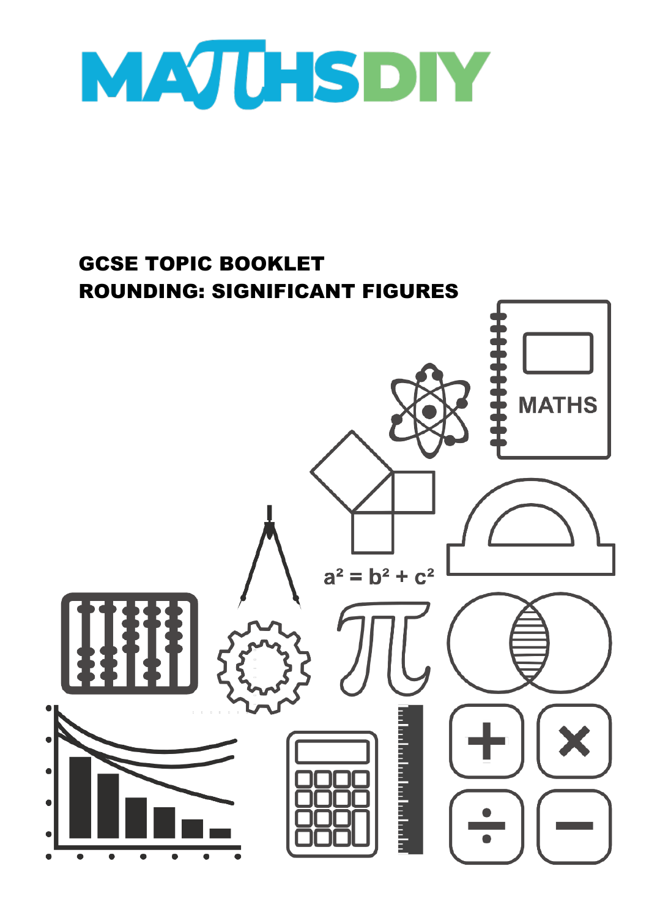# MATHSDIY

## GCSE TOPIC BOOKLET
## ROUNDING: SIGNIFICANT FIGURES

$a^2 = b^2 + c^2$

MATHS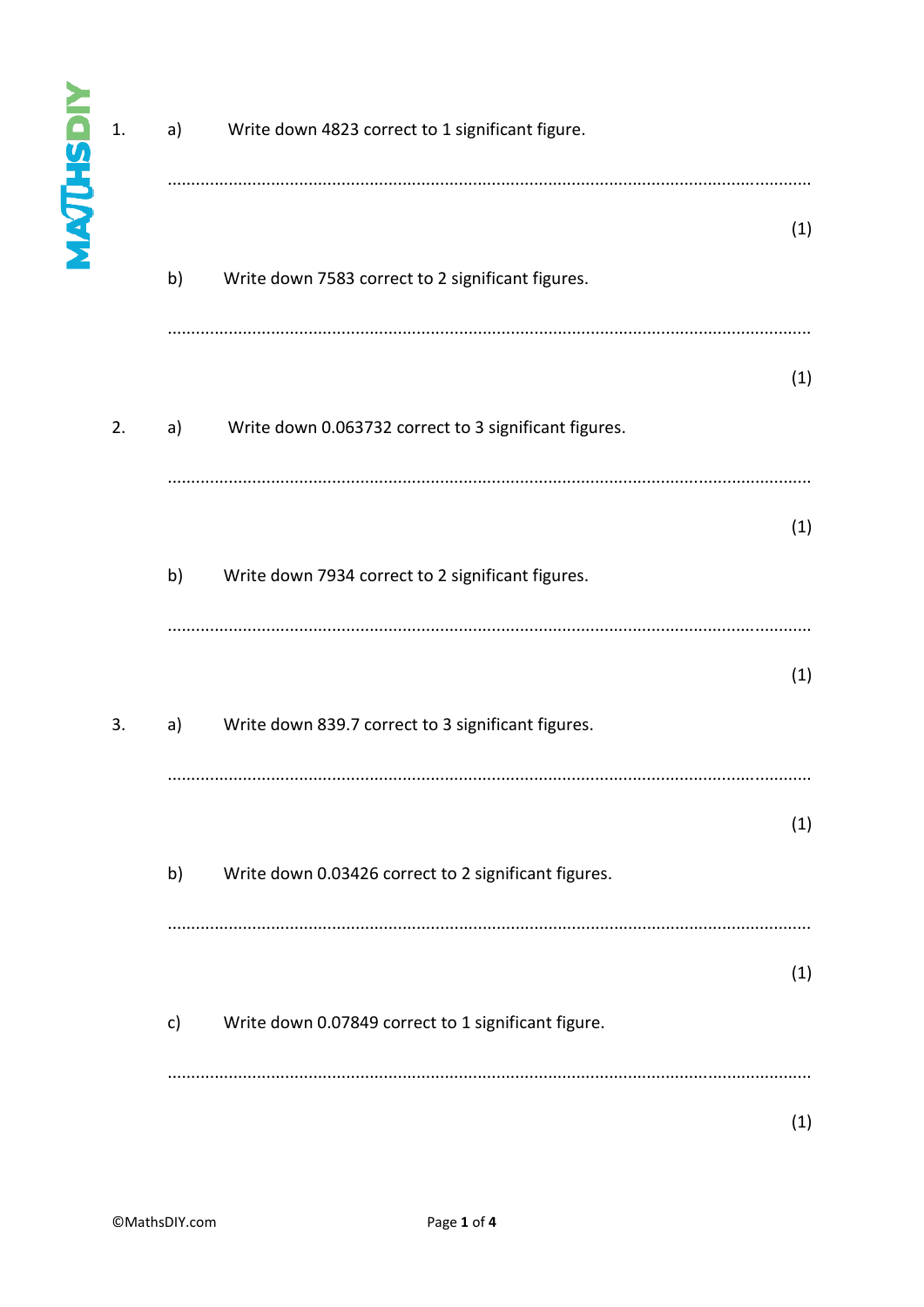1. a) Write down 4823 correct to 1 significant figure.

.......................................................................................................................................

(1)

b) Write down 7583 correct to 2 significant figures.

.......................................................................................................................................

(1)

2. a) Write down 0.063732 correct to 3 significant figures.

.......................................................................................................................................

(1)

b) Write down 7934 correct to 2 significant figures.

.......................................................................................................................................

(1)

3. a) Write down 839.7 correct to 3 significant figures.

.......................................................................................................................................

(1)

b) Write down 0.03426 correct to 2 significant figures.

.......................................................................................................................................

(1)

c) Write down 0.07849 correct to 1 significant figure.

.......................................................................................................................................

(1)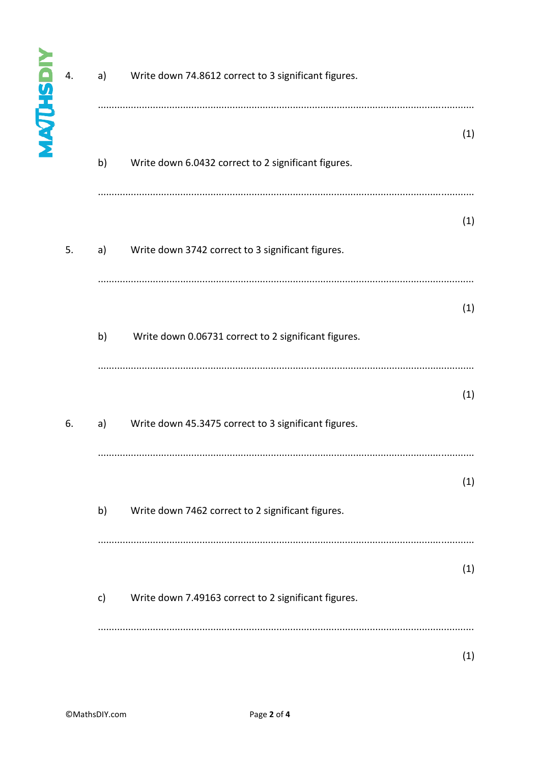4. a) Write down 74.8612 correct to 3 significant figures.

.......................................................................................................................................

(1)

b) Write down 6.0432 correct to 2 significant figures.

.......................................................................................................................................

(1)

5. a) Write down 3742 correct to 3 significant figures.

.......................................................................................................................................

(1)

b) Write down 0.06731 correct to 2 significant figures.

.......................................................................................................................................

(1)

6. a) Write down 45.3475 correct to 3 significant figures.

.......................................................................................................................................

(1)

b) Write down 7462 correct to 2 significant figures.

.......................................................................................................................................

(1)

c) Write down 7.49163 correct to 2 significant figures.

.......................................................................................................................................

(1)

©MathsDIY.com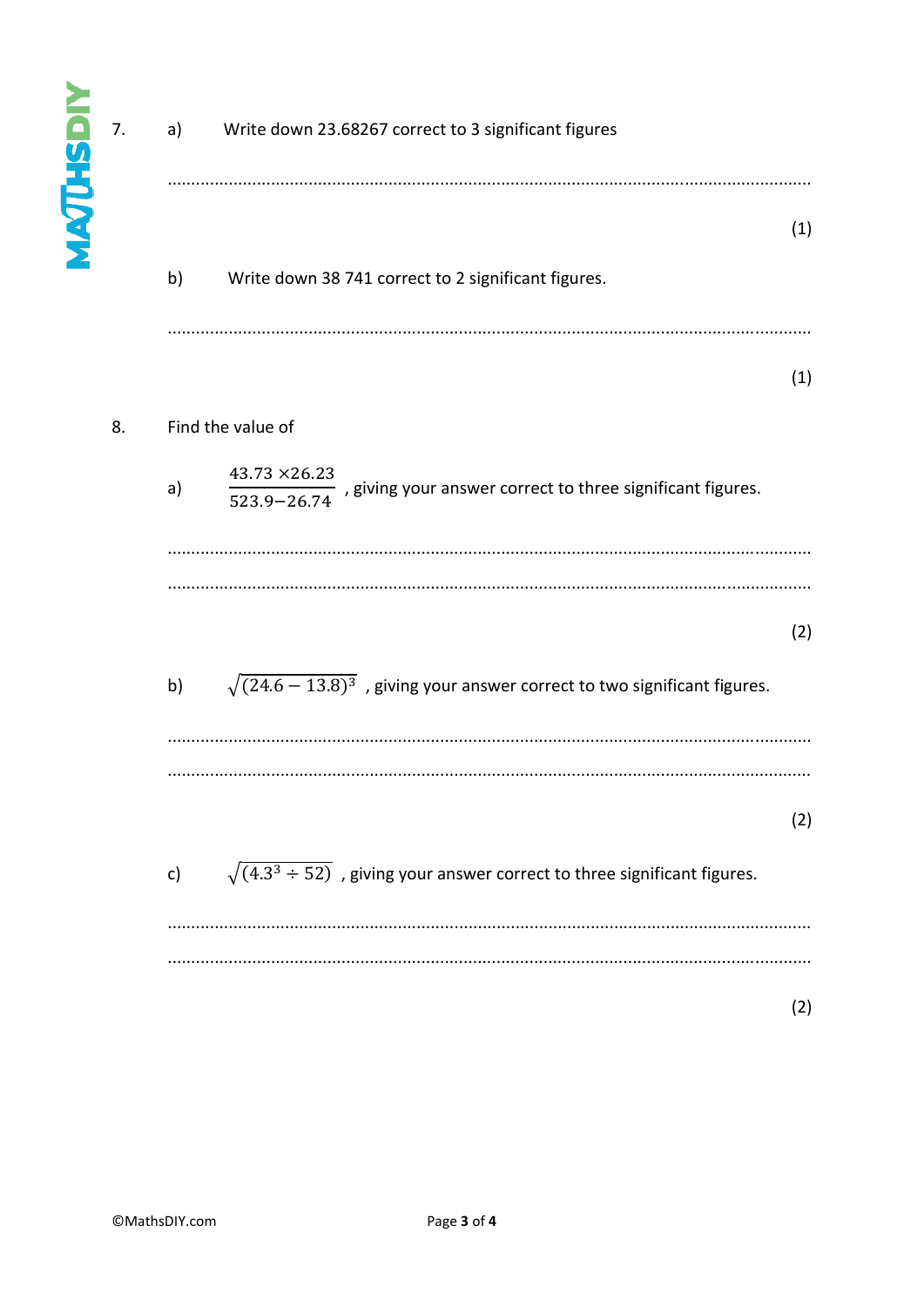7. a) Write down 23.68267 correct to 3 significant figures

.......................................................................................................................................

(1)

b) Write down 38 741 correct to 2 significant figures.

.......................................................................................................................................

(1)

8. Find the value of

a) $\dfrac{43.73 \times 26.23}{523.9 - 26.74}$ , giving your answer correct to three significant figures.

.......................................................................................................................................

.......................................................................................................................................

(2)

b) $\sqrt{(24.6 - 13.8)^3}$ , giving your answer correct to two significant figures.

.......................................................................................................................................

.......................................................................................................................................

(2)

c) $\sqrt{(4.3^3 \div 52)}$ , giving your answer correct to three significant figures.

.......................................................................................................................................

.......................................................................................................................................

(2)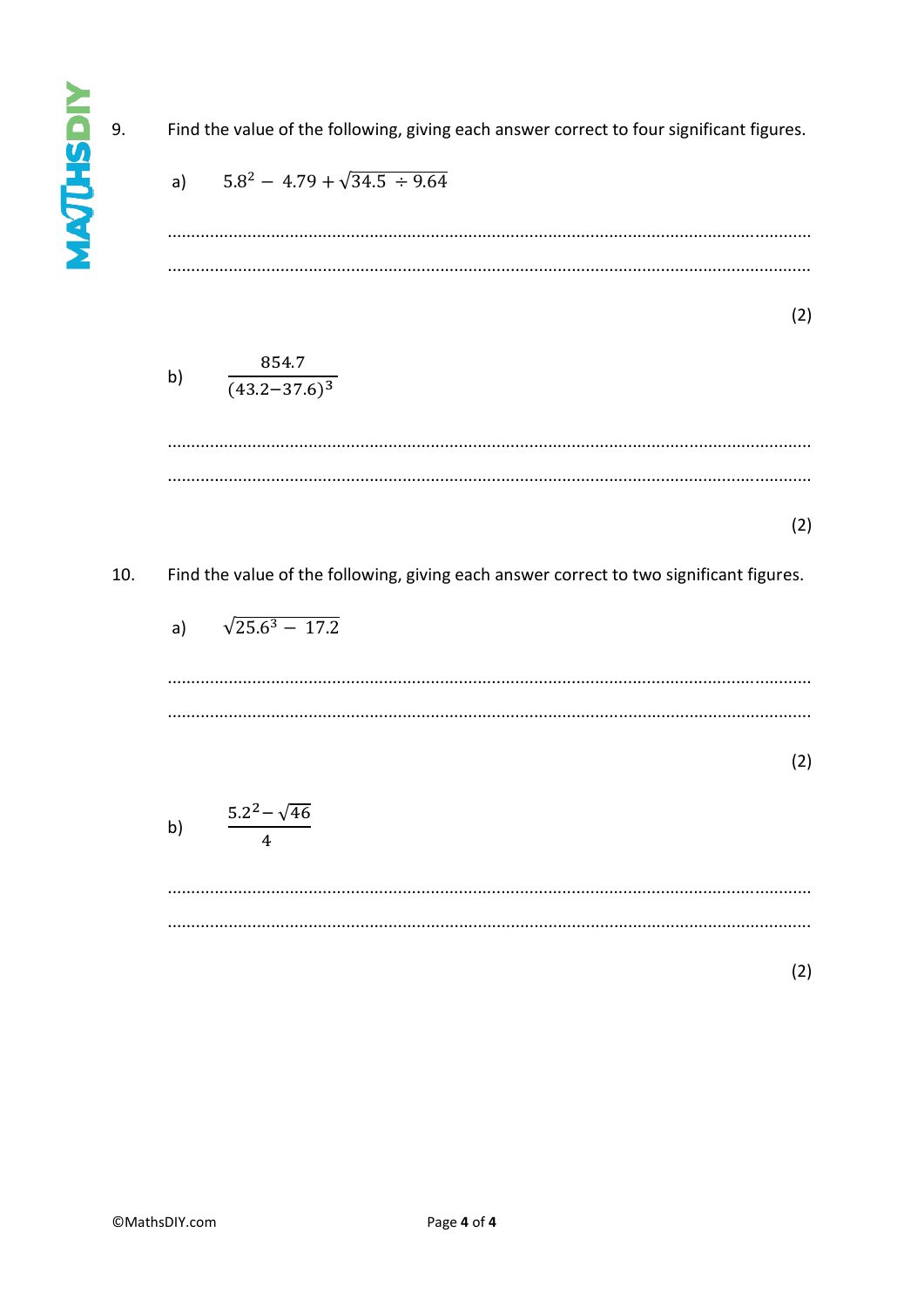9. Find the value of the following, giving each answer correct to four significant figures.

a) $5.8^2 - 4.79 + \sqrt{34.5 \div 9.64}$

.......................................................................................................................................

.......................................................................................................................................

(2)

b) $\dfrac{854.7}{(43.2 - 37.6)^3}$

.......................................................................................................................................

.......................................................................................................................................

(2)

10. Find the value of the following, giving each answer correct to two significant figures.

a) $\sqrt{25.6^3 - 17.2}$

.......................................................................................................................................

.......................................................................................................................................

(2)

b) $\dfrac{5.2^2 - \sqrt{46}}{4}$

.......................................................................................................................................

.......................................................................................................................................

(2)